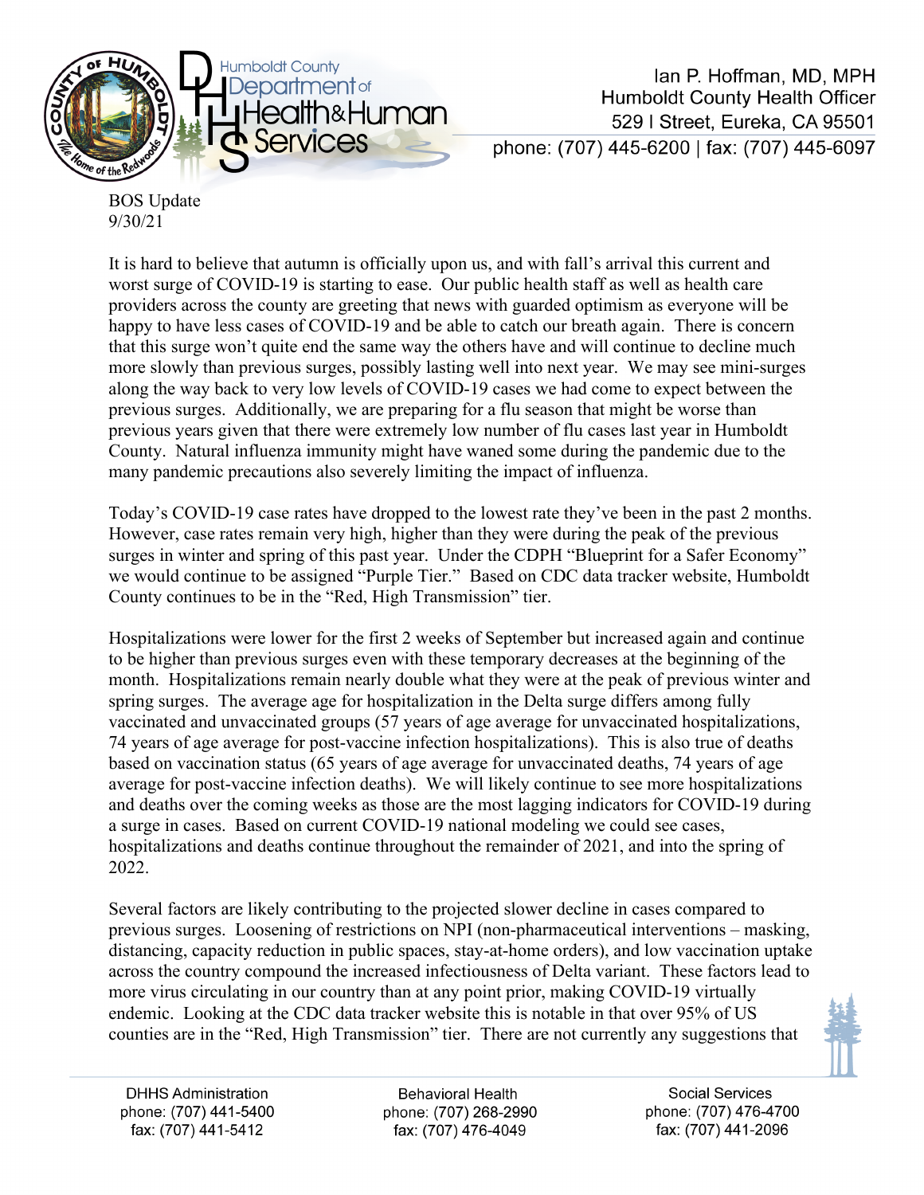Ian P. Hoffman, MD, MPH
Humboldt County Health Officer
529 I Street, Eureka, CA 95501
phone: (707) 445-6200 | fax: (707) 445-6097

BOS Update
9/30/21

It is hard to believe that autumn is officially upon us, and with fall's arrival this current and worst surge of COVID-19 is starting to ease. Our public health staff as well as health care providers across the county are greeting that news with guarded optimism as everyone will be happy to have less cases of COVID-19 and be able to catch our breath again. There is concern that this surge won't quite end the same way the others have and will continue to decline much more slowly than previous surges, possibly lasting well into next year. We may see mini-surges along the way back to very low levels of COVID-19 cases we had come to expect between the previous surges. Additionally, we are preparing for a flu season that might be worse than previous years given that there were extremely low number of flu cases last year in Humboldt County. Natural influenza immunity might have waned some during the pandemic due to the many pandemic precautions also severely limiting the impact of influenza.

Today's COVID-19 case rates have dropped to the lowest rate they've been in the past 2 months. However, case rates remain very high, higher than they were during the peak of the previous surges in winter and spring of this past year. Under the CDPH "Blueprint for a Safer Economy" we would continue to be assigned "Purple Tier." Based on CDC data tracker website, Humboldt County continues to be in the "Red, High Transmission" tier.

Hospitalizations were lower for the first 2 weeks of September but increased again and continue to be higher than previous surges even with these temporary decreases at the beginning of the month. Hospitalizations remain nearly double what they were at the peak of previous winter and spring surges. The average age for hospitalization in the Delta surge differs among fully vaccinated and unvaccinated groups (57 years of age average for unvaccinated hospitalizations, 74 years of age average for post-vaccine infection hospitalizations). This is also true of deaths based on vaccination status (65 years of age average for unvaccinated deaths, 74 years of age average for post-vaccine infection deaths). We will likely continue to see more hospitalizations and deaths over the coming weeks as those are the most lagging indicators for COVID-19 during a surge in cases. Based on current COVID-19 national modeling we could see cases, hospitalizations and deaths continue throughout the remainder of 2021, and into the spring of 2022.

Several factors are likely contributing to the projected slower decline in cases compared to previous surges. Loosening of restrictions on NPI (non-pharmaceutical interventions – masking, distancing, capacity reduction in public spaces, stay-at-home orders), and low vaccination uptake across the country compound the increased infectiousness of Delta variant. These factors lead to more virus circulating in our country than at any point prior, making COVID-19 virtually endemic. Looking at the CDC data tracker website this is notable in that over 95% of US counties are in the "Red, High Transmission" tier. There are not currently any suggestions that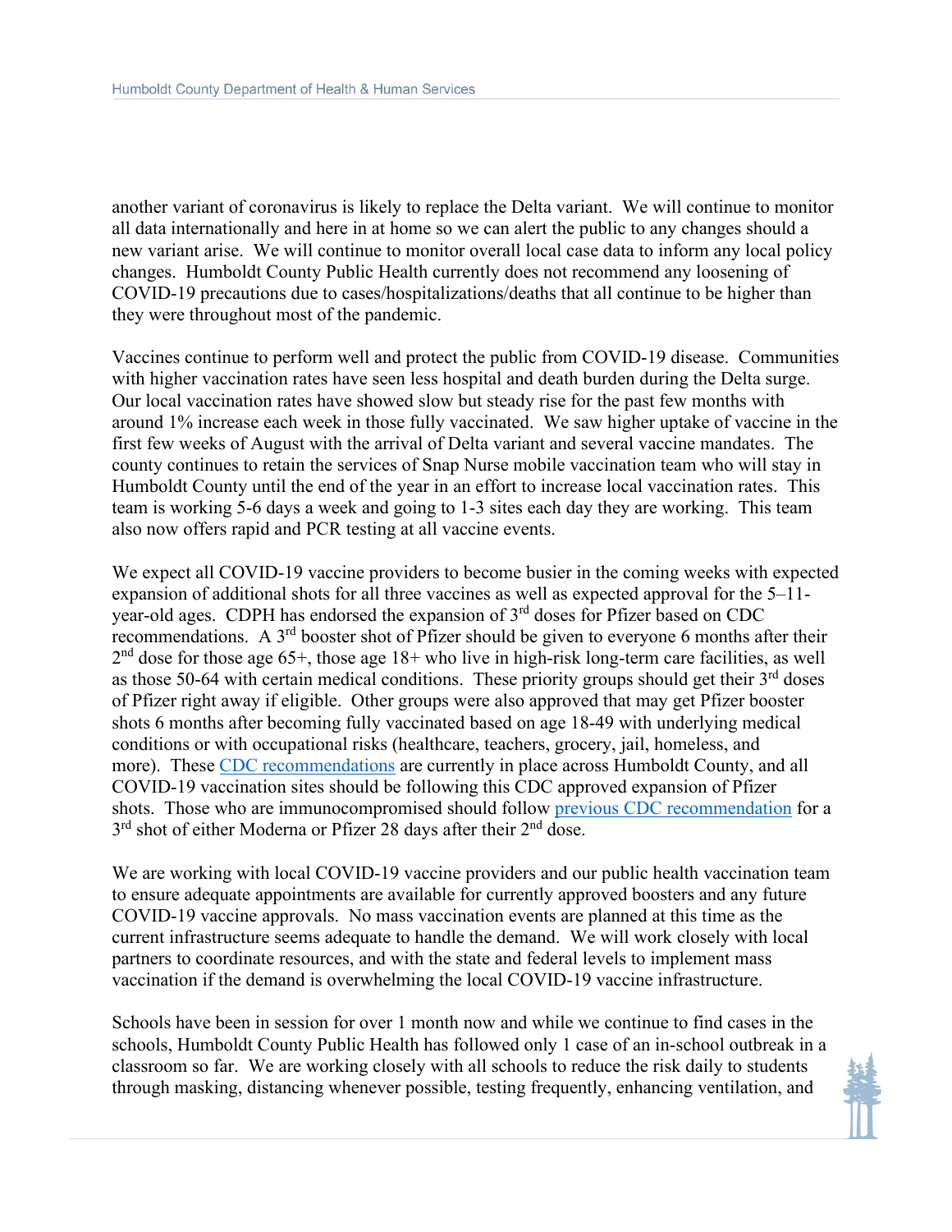another variant of coronavirus is likely to replace the Delta variant. We will continue to monitor all data internationally and here in at home so we can alert the public to any changes should a new variant arise. We will continue to monitor overall local case data to inform any local policy changes. Humboldt County Public Health currently does not recommend any loosening of COVID-19 precautions due to cases/hospitalizations/deaths that all continue to be higher than they were throughout most of the pandemic.

Vaccines continue to perform well and protect the public from COVID-19 disease. Communities with higher vaccination rates have seen less hospital and death burden during the Delta surge. Our local vaccination rates have showed slow but steady rise for the past few months with around 1% increase each week in those fully vaccinated. We saw higher uptake of vaccine in the first few weeks of August with the arrival of Delta variant and several vaccine mandates. The county continues to retain the services of Snap Nurse mobile vaccination team who will stay in Humboldt County until the end of the year in an effort to increase local vaccination rates. This team is working 5-6 days a week and going to 1-3 sites each day they are working. This team also now offers rapid and PCR testing at all vaccine events.

We expect all COVID-19 vaccine providers to become busier in the coming weeks with expected expansion of additional shots for all three vaccines as well as expected approval for the 5–11-year-old ages. CDPH has endorsed the expansion of 3rd doses for Pfizer based on CDC recommendations. A 3rd booster shot of Pfizer should be given to everyone 6 months after their 2nd dose for those age 65+, those age 18+ who live in high-risk long-term care facilities, as well as those 50-64 with certain medical conditions. These priority groups should get their 3rd doses of Pfizer right away if eligible. Other groups were also approved that may get Pfizer booster shots 6 months after becoming fully vaccinated based on age 18-49 with underlying medical conditions or with occupational risks (healthcare, teachers, grocery, jail, homeless, and more). These [CDC recommendations] are currently in place across Humboldt County, and all COVID-19 vaccination sites should be following this CDC approved expansion of Pfizer shots. Those who are immunocompromised should follow [previous CDC recommendation] for a 3rd shot of either Moderna or Pfizer 28 days after their 2nd dose.

We are working with local COVID-19 vaccine providers and our public health vaccination team to ensure adequate appointments are available for currently approved boosters and any future COVID-19 vaccine approvals. No mass vaccination events are planned at this time as the current infrastructure seems adequate to handle the demand. We will work closely with local partners to coordinate resources, and with the state and federal levels to implement mass vaccination if the demand is overwhelming the local COVID-19 vaccine infrastructure.

Schools have been in session for over 1 month now and while we continue to find cases in the schools, Humboldt County Public Health has followed only 1 case of an in-school outbreak in a classroom so far. We are working closely with all schools to reduce the risk daily to students through masking, distancing whenever possible, testing frequently, enhancing ventilation, and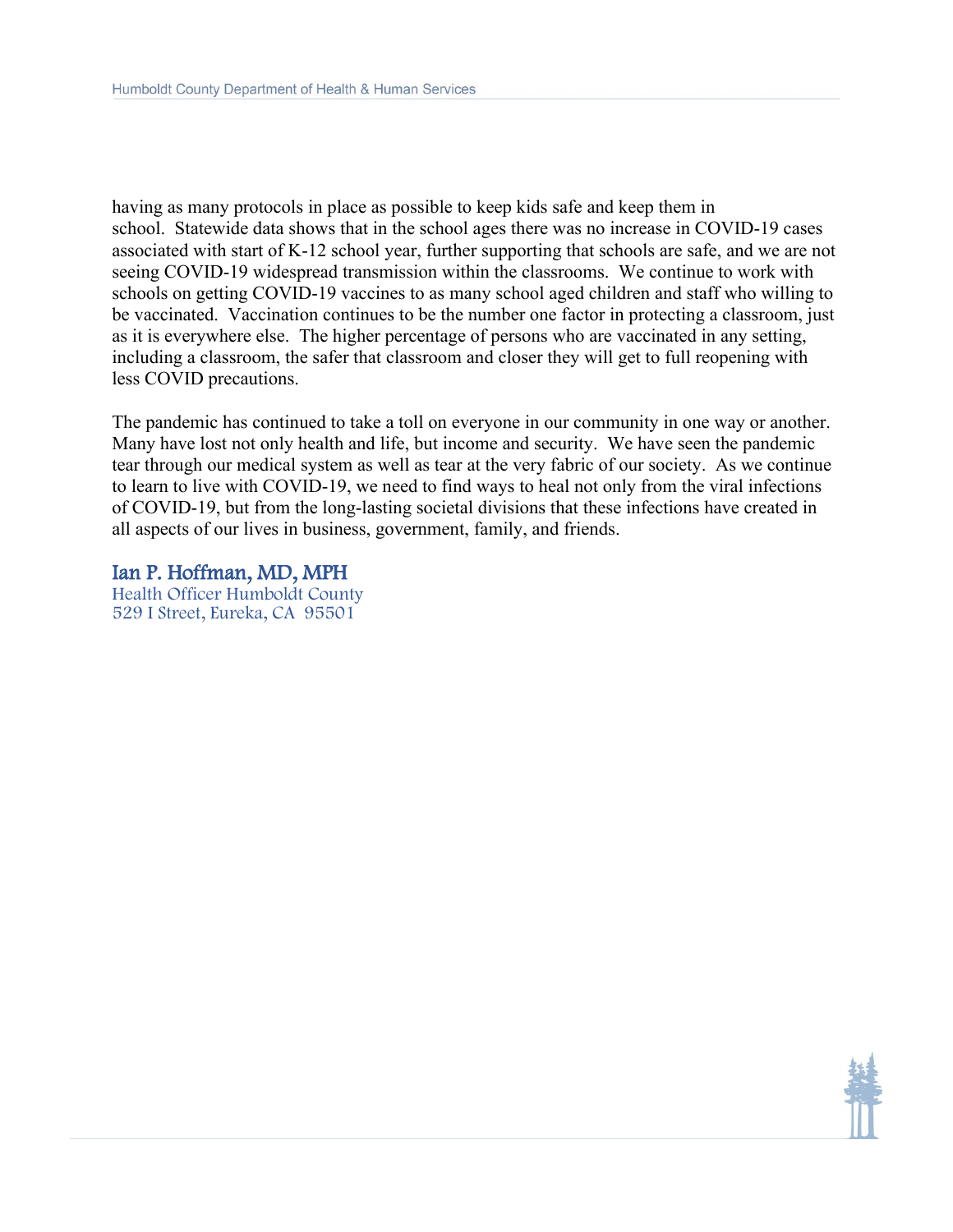having as many protocols in place as possible to keep kids safe and keep them in school. Statewide data shows that in the school ages there was no increase in COVID-19 cases associated with start of K-12 school year, further supporting that schools are safe, and we are not seeing COVID-19 widespread transmission within the classrooms. We continue to work with schools on getting COVID-19 vaccines to as many school aged children and staff who willing to be vaccinated. Vaccination continues to be the number one factor in protecting a classroom, just as it is everywhere else. The higher percentage of persons who are vaccinated in any setting, including a classroom, the safer that classroom and closer they will get to full reopening with less COVID precautions.

The pandemic has continued to take a toll on everyone in our community in one way or another. Many have lost not only health and life, but income and security. We have seen the pandemic tear through our medical system as well as tear at the very fabric of our society. As we continue to learn to live with COVID-19, we need to find ways to heal not only from the viral infections of COVID-19, but from the long-lasting societal divisions that these infections have created in all aspects of our lives in business, government, family, and friends.

**Ian P. Hoffman, MD, MPH**
Health Officer Humboldt County
529 I Street, Eureka, CA 95501